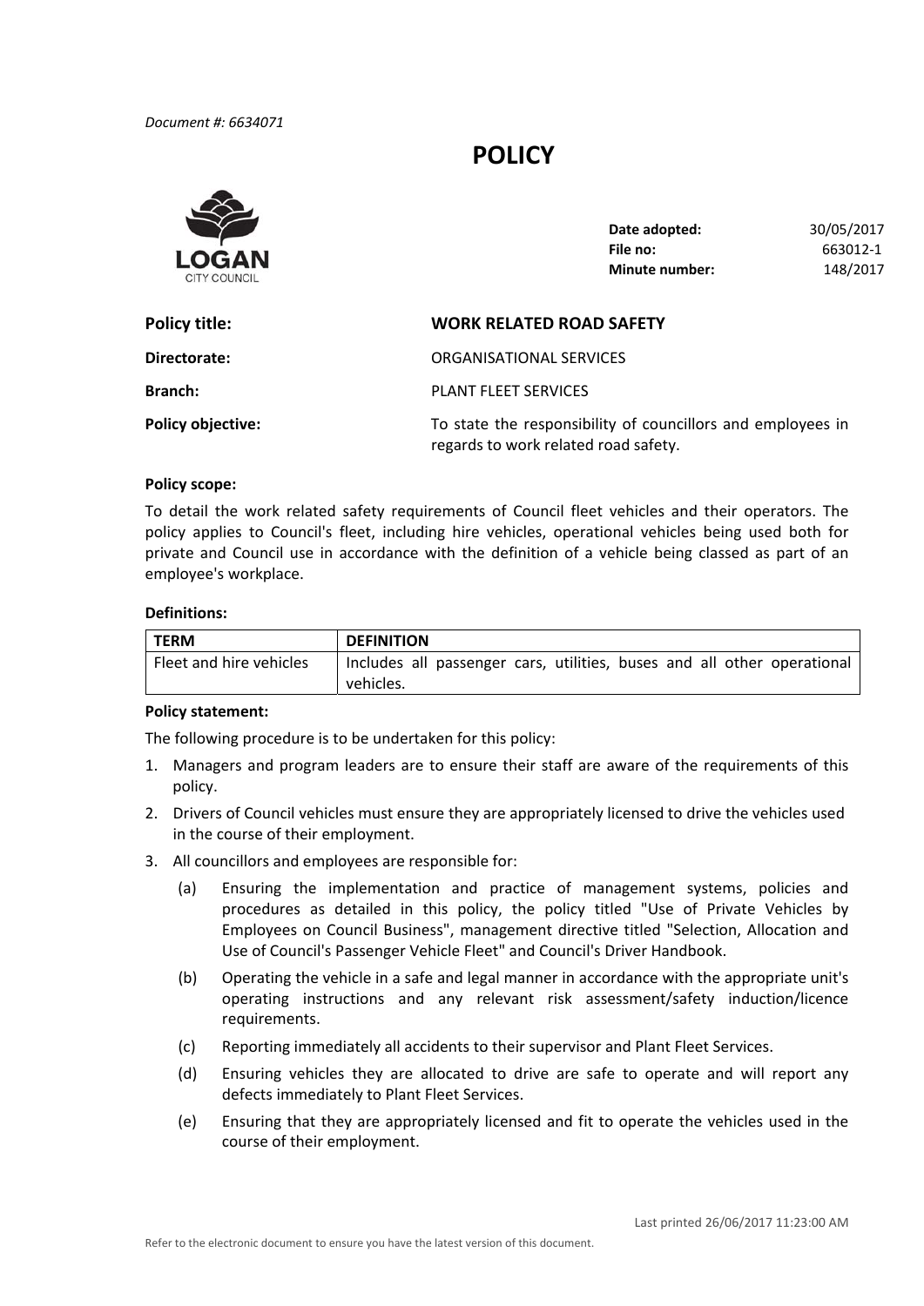*Document #: 6634071*

# POLICY

LOGAN
CITY COUNCIL

| | |
|---|---|
| **Date adopted:** | 30/05/2017 |
| **File no:** | 663012-1 |
| **Minute number:** | 148/2017 |

| | |
|---|---|
| **Policy title:** | **WORK RELATED ROAD SAFETY** |
| **Directorate:** | ORGANISATIONAL SERVICES |
| **Branch:** | PLANT FLEET SERVICES |
| **Policy objective:** | To state the responsibility of councillors and employees in regards to work related road safety. |

**Policy scope:**

To detail the work related safety requirements of Council fleet vehicles and their operators. The policy applies to Council's fleet, including hire vehicles, operational vehicles being used both for private and Council use in accordance with the definition of a vehicle being classed as part of an employee's workplace.

**Definitions:**

| TERM | DEFINITION |
|---|---|
| Fleet and hire vehicles | Includes all passenger cars, utilities, buses and all other operational vehicles. |

**Policy statement:**

The following procedure is to be undertaken for this policy:

1. Managers and program leaders are to ensure their staff are aware of the requirements of this policy.
2. Drivers of Council vehicles must ensure they are appropriately licensed to drive the vehicles used in the course of their employment.
3. All councillors and employees are responsible for:
   (a) Ensuring the implementation and practice of management systems, policies and procedures as detailed in this policy, the policy titled "Use of Private Vehicles by Employees on Council Business", management directive titled "Selection, Allocation and Use of Council's Passenger Vehicle Fleet" and Council's Driver Handbook.
   
   (b) Operating the vehicle in a safe and legal manner in accordance with the appropriate unit's operating instructions and any relevant risk assessment/safety induction/licence requirements.
   
   (c) Reporting immediately all accidents to their supervisor and Plant Fleet Services.
   
   (d) Ensuring vehicles they are allocated to drive are safe to operate and will report any defects immediately to Plant Fleet Services.
   
   (e) Ensuring that they are appropriately licensed and fit to operate the vehicles used in the course of their employment.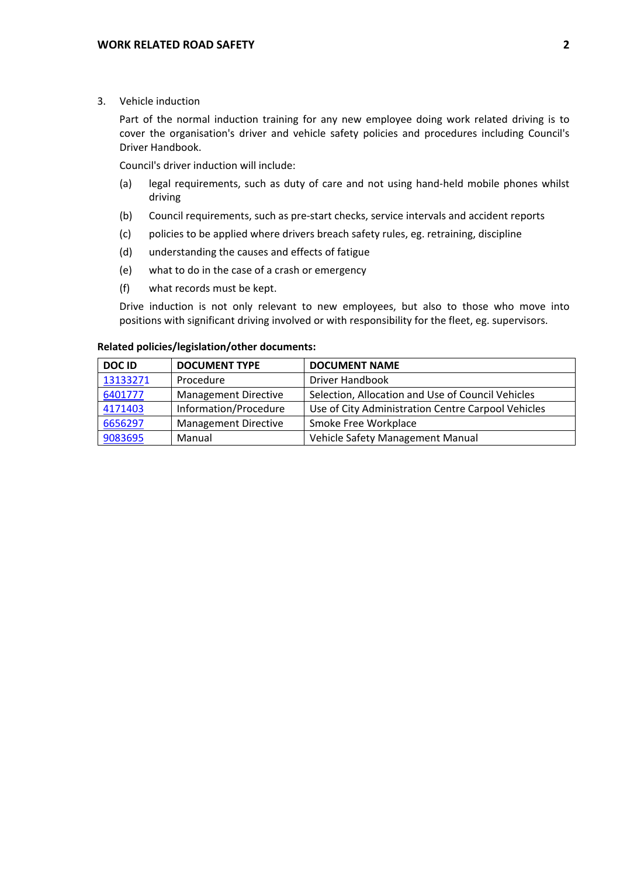3. Vehicle induction

   Part of the normal induction training for any new employee doing work related driving is to cover the organisation's driver and vehicle safety policies and procedures including Council's Driver Handbook.

   Council's driver induction will include:

   (a) legal requirements, such as duty of care and not using hand-held mobile phones whilst driving

   (b) Council requirements, such as pre-start checks, service intervals and accident reports

   (c) policies to be applied where drivers breach safety rules, eg. retraining, discipline

   (d) understanding the causes and effects of fatigue

   (e) what to do in the case of a crash or emergency

   (f) what records must be kept.

   Drive induction is not only relevant to new employees, but also to those who move into positions with significant driving involved or with responsibility for the fleet, eg. supervisors.

**Related policies/legislation/other documents:**

| DOC ID | DOCUMENT TYPE | DOCUMENT NAME |
|---|---|---|
| 13133271 | Procedure | Driver Handbook |
| 6401777 | Management Directive | Selection, Allocation and Use of Council Vehicles |
| 4171403 | Information/Procedure | Use of City Administration Centre Carpool Vehicles |
| 6656297 | Management Directive | Smoke Free Workplace |
| 9083695 | Manual | Vehicle Safety Management Manual |